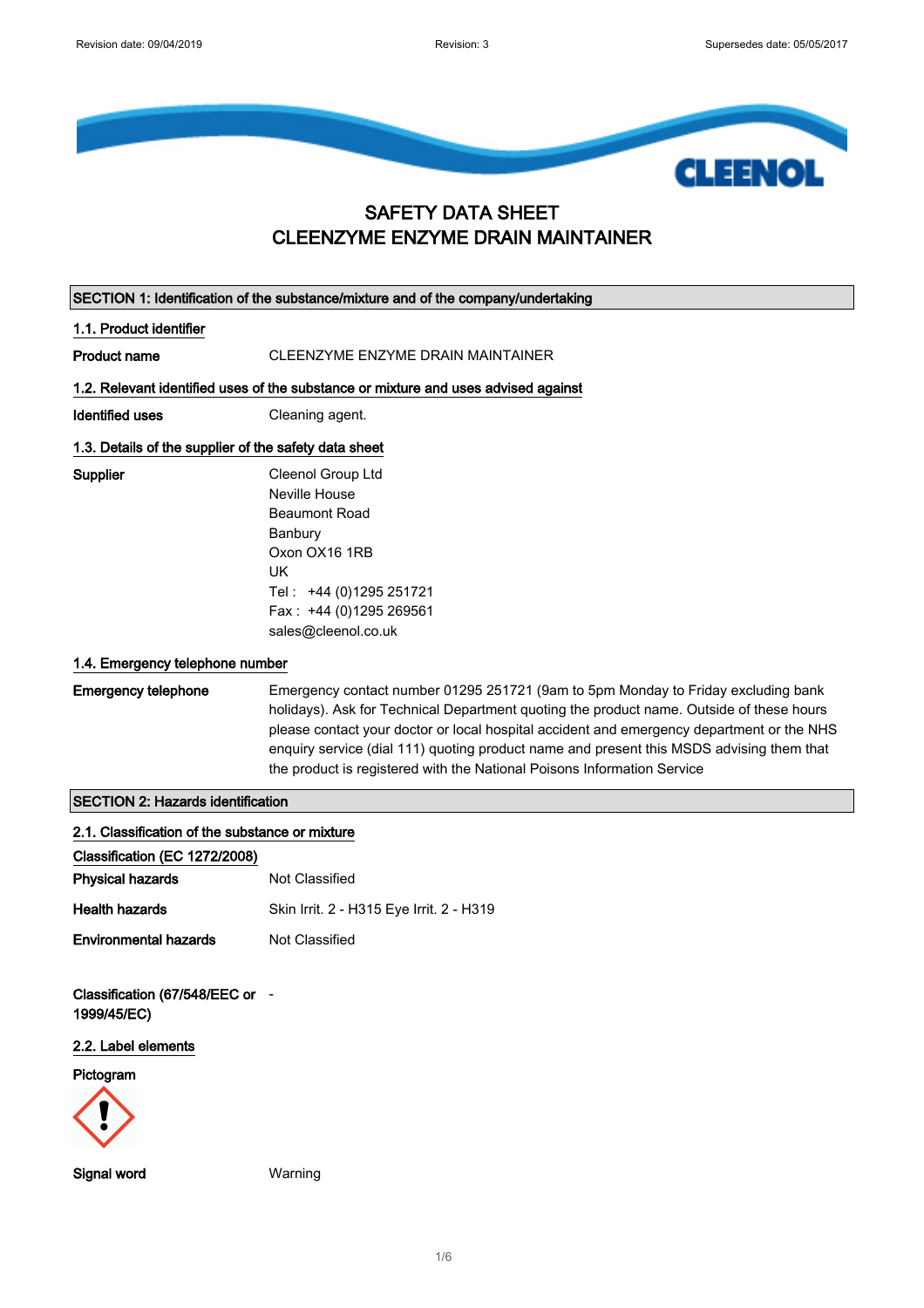# SAFETY DATA SHEET
# CLEENZYME ENZYME DRAIN MAINTAINER

## SECTION 1: Identification of the substance/mixture and of the company/undertaking

### 1.1. Product identifier

**Product name** CLEENZYME ENZYME DRAIN MAINTAINER

### 1.2. Relevant identified uses of the substance or mixture and uses advised against

**Identified uses** Cleaning agent.

### 1.3. Details of the supplier of the safety data sheet

**Supplier**
Cleenol Group Ltd
Neville House
Beaumont Road
Banbury
Oxon OX16 1RB
UK
Tel : +44 (0)1295 251721
Fax : +44 (0)1295 269561
sales@cleenol.co.uk

### 1.4. Emergency telephone number

**Emergency telephone** Emergency contact number 01295 251721 (9am to 5pm Monday to Friday excluding bank holidays). Ask for Technical Department quoting the product name. Outside of these hours please contact your doctor or local hospital accident and emergency department or the NHS enquiry service (dial 111) quoting product name and present this MSDS advising them that the product is registered with the National Poisons Information Service

## SECTION 2: Hazards identification

### 2.1. Classification of the substance or mixture

**Classification (EC 1272/2008)**

**Physical hazards** Not Classified

**Health hazards** Skin Irrit. 2 - H315 Eye Irrit. 2 - H319

**Environmental hazards** Not Classified

**Classification (67/548/EEC or 1999/45/EC)** -

### 2.2. Label elements

**Pictogram**

**Signal word** Warning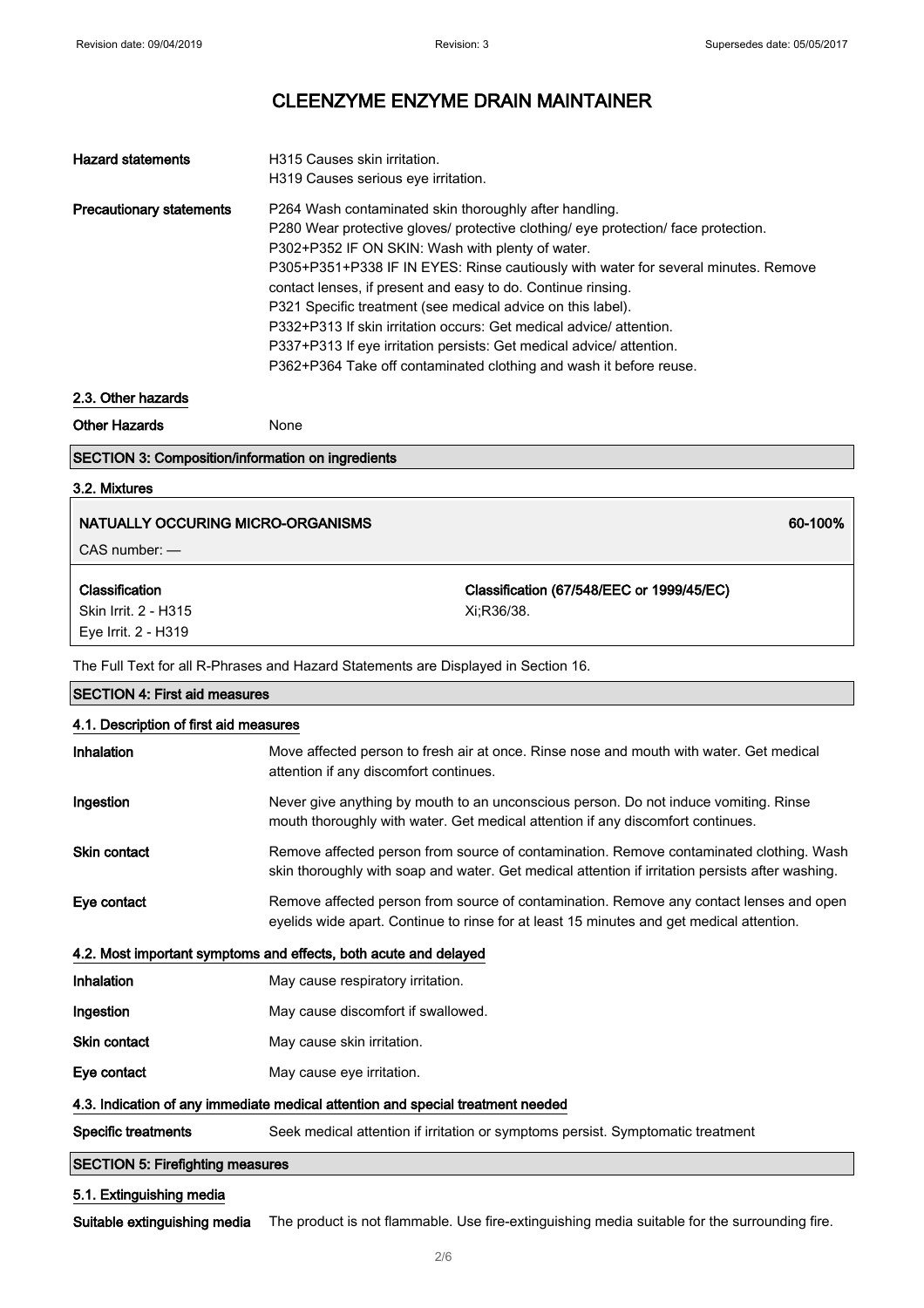# CLEENZYME ENZYME DRAIN MAINTAINER

| | |
|---|---|
| **Hazard statements** | H315 Causes skin irritation.<br>H319 Causes serious eye irritation. |
| **Precautionary statements** | P264 Wash contaminated skin thoroughly after handling.<br>P280 Wear protective gloves/ protective clothing/ eye protection/ face protection.<br>P302+P352 IF ON SKIN: Wash with plenty of water.<br>P305+P351+P338 IF IN EYES: Rinse cautiously with water for several minutes. Remove contact lenses, if present and easy to do. Continue rinsing.<br>P321 Specific treatment (see medical advice on this label).<br>P332+P313 If skin irritation occurs: Get medical advice/ attention.<br>P337+P313 If eye irritation persists: Get medical advice/ attention.<br>P362+P364 Take off contaminated clothing and wash it before reuse. |

### 2.3. Other hazards

**Other Hazards** None

## SECTION 3: Composition/information on ingredients

### 3.2. Mixtures

**NATUALLY OCCURING MICRO-ORGANISMS** 60-100%

CAS number: —

| **Classification** | **Classification (67/548/EEC or 1999/45/EC)** |
|---|---|
| Skin Irrit. 2 - H315<br>Eye Irrit. 2 - H319 | Xi;R36/38. |

The Full Text for all R-Phrases and Hazard Statements are Displayed in Section 16.

## SECTION 4: First aid measures

### 4.1. Description of first aid measures

| | |
|---|---|
| **Inhalation** | Move affected person to fresh air at once. Rinse nose and mouth with water. Get medical attention if any discomfort continues. |
| **Ingestion** | Never give anything by mouth to an unconscious person. Do not induce vomiting. Rinse mouth thoroughly with water. Get medical attention if any discomfort continues. |
| **Skin contact** | Remove affected person from source of contamination. Remove contaminated clothing. Wash skin thoroughly with soap and water. Get medical attention if irritation persists after washing. |
| **Eye contact** | Remove affected person from source of contamination. Remove any contact lenses and open eyelids wide apart. Continue to rinse for at least 15 minutes and get medical attention. |

### 4.2. Most important symptoms and effects, both acute and delayed

| | |
|---|---|
| **Inhalation** | May cause respiratory irritation. |
| **Ingestion** | May cause discomfort if swallowed. |
| **Skin contact** | May cause skin irritation. |
| **Eye contact** | May cause eye irritation. |

### 4.3. Indication of any immediate medical attention and special treatment needed

**Specific treatments** Seek medical attention if irritation or symptoms persist. Symptomatic treatment

## SECTION 5: Firefighting measures

### 5.1. Extinguishing media

**Suitable extinguishing media** The product is not flammable. Use fire-extinguishing media suitable for the surrounding fire.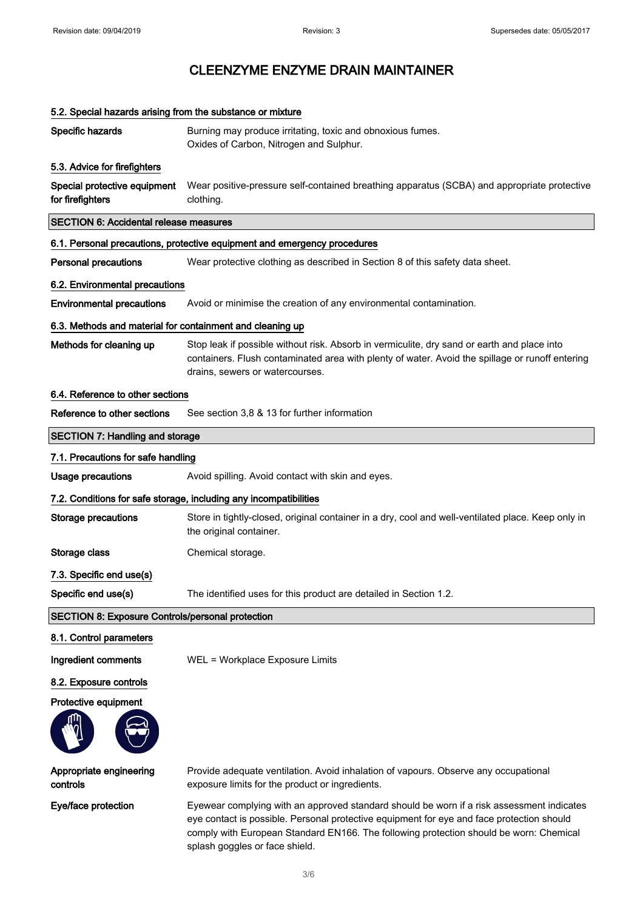# CLEENZYME ENZYME DRAIN MAINTAINER

### 5.2. Special hazards arising from the substance or mixture

**Specific hazards** Burning may produce irritating, toxic and obnoxious fumes. Oxides of Carbon, Nitrogen and Sulphur.

### 5.3. Advice for firefighters

**Special protective equipment for firefighters** Wear positive-pressure self-contained breathing apparatus (SCBA) and appropriate protective clothing.

## SECTION 6: Accidental release measures

### 6.1. Personal precautions, protective equipment and emergency procedures

**Personal precautions** Wear protective clothing as described in Section 8 of this safety data sheet.

### 6.2. Environmental precautions

**Environmental precautions** Avoid or minimise the creation of any environmental contamination.

### 6.3. Methods and material for containment and cleaning up

**Methods for cleaning up** Stop leak if possible without risk. Absorb in vermiculite, dry sand or earth and place into containers. Flush contaminated area with plenty of water. Avoid the spillage or runoff entering drains, sewers or watercourses.

### 6.4. Reference to other sections

**Reference to other sections** See section 3,8 & 13 for further information

## SECTION 7: Handling and storage

### 7.1. Precautions for safe handling

**Usage precautions** Avoid spilling. Avoid contact with skin and eyes.

### 7.2. Conditions for safe storage, including any incompatibilities

**Storage precautions** Store in tightly-closed, original container in a dry, cool and well-ventilated place. Keep only in the original container.

**Storage class** Chemical storage.

### 7.3. Specific end use(s)

**Specific end use(s)** The identified uses for this product are detailed in Section 1.2.

## SECTION 8: Exposure Controls/personal protection

### 8.1. Control parameters

**Ingredient comments** WEL = Workplace Exposure Limits

### 8.2. Exposure controls

**Protective equipment**

**Appropriate engineering controls** Provide adequate ventilation. Avoid inhalation of vapours. Observe any occupational exposure limits for the product or ingredients.

**Eye/face protection** Eyewear complying with an approved standard should be worn if a risk assessment indicates eye contact is possible. Personal protective equipment for eye and face protection should comply with European Standard EN166. The following protection should be worn: Chemical splash goggles or face shield.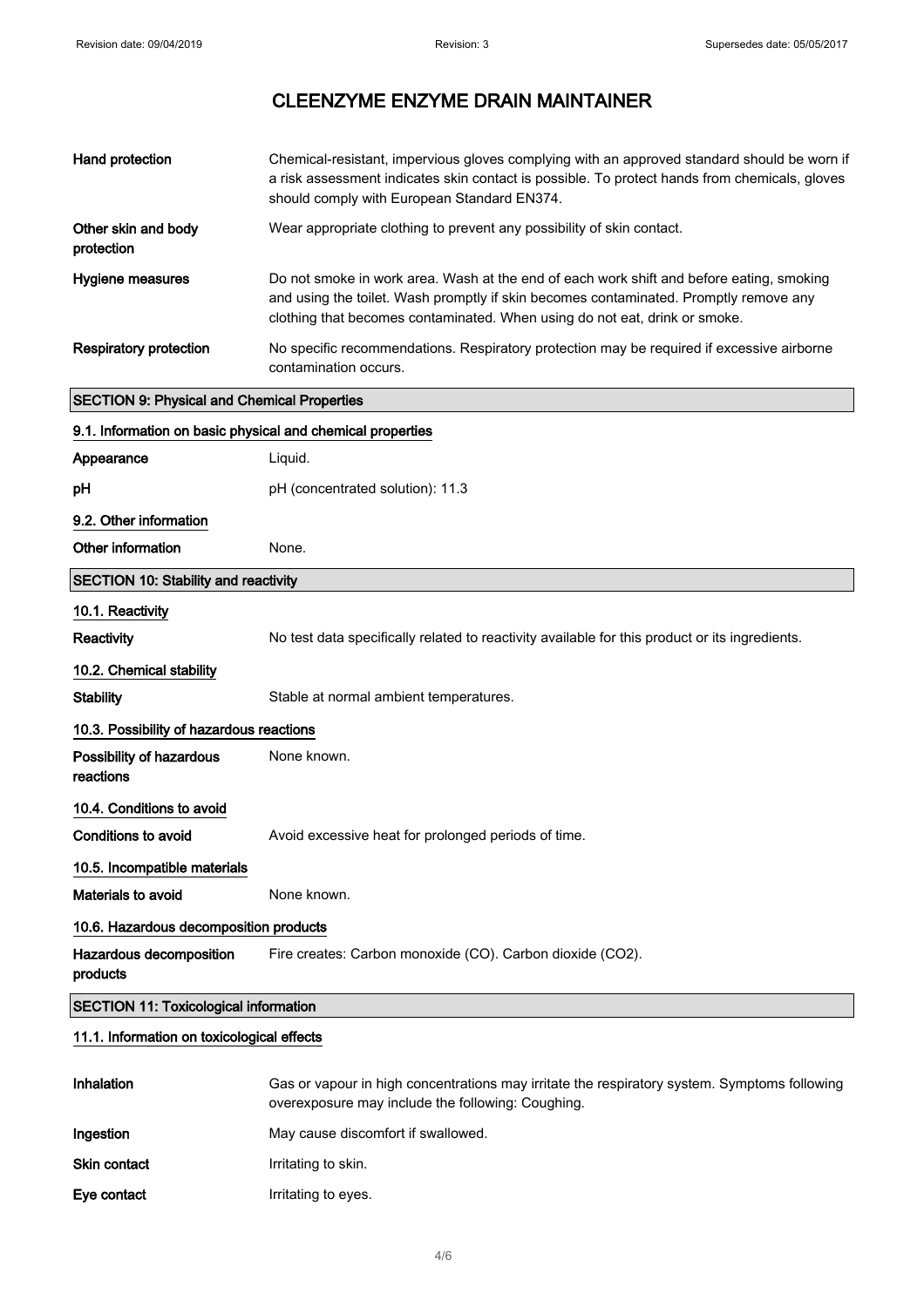# CLEENZYME ENZYME DRAIN MAINTAINER

| | |
|---|---|
| **Hand protection** | Chemical-resistant, impervious gloves complying with an approved standard should be worn if a risk assessment indicates skin contact is possible. To protect hands from chemicals, gloves should comply with European Standard EN374. |
| **Other skin and body protection** | Wear appropriate clothing to prevent any possibility of skin contact. |
| **Hygiene measures** | Do not smoke in work area. Wash at the end of each work shift and before eating, smoking and using the toilet. Wash promptly if skin becomes contaminated. Promptly remove any clothing that becomes contaminated. When using do not eat, drink or smoke. |
| **Respiratory protection** | No specific recommendations. Respiratory protection may be required if excessive airborne contamination occurs. |

## SECTION 9: Physical and Chemical Properties

### 9.1. Information on basic physical and chemical properties

| | |
|---|---|
| **Appearance** | Liquid. |
| **pH** | pH (concentrated solution): 11.3 |

### 9.2. Other information

| | |
|---|---|
| **Other information** | None. |

## SECTION 10: Stability and reactivity

### 10.1. Reactivity

| | |
|---|---|
| **Reactivity** | No test data specifically related to reactivity available for this product or its ingredients. |

### 10.2. Chemical stability

| | |
|---|---|
| **Stability** | Stable at normal ambient temperatures. |

### 10.3. Possibility of hazardous reactions

| | |
|---|---|
| **Possibility of hazardous reactions** | None known. |

### 10.4. Conditions to avoid

| | |
|---|---|
| **Conditions to avoid** | Avoid excessive heat for prolonged periods of time. |

### 10.5. Incompatible materials

| | |
|---|---|
| **Materials to avoid** | None known. |

### 10.6. Hazardous decomposition products

| | |
|---|---|
| **Hazardous decomposition products** | Fire creates: Carbon monoxide (CO). Carbon dioxide ($CO_2$). |

## SECTION 11: Toxicological information

### 11.1. Information on toxicological effects

| | |
|---|---|
| **Inhalation** | Gas or vapour in high concentrations may irritate the respiratory system. Symptoms following overexposure may include the following: Coughing. |
| **Ingestion** | May cause discomfort if swallowed. |
| **Skin contact** | Irritating to skin. |
| **Eye contact** | Irritating to eyes. |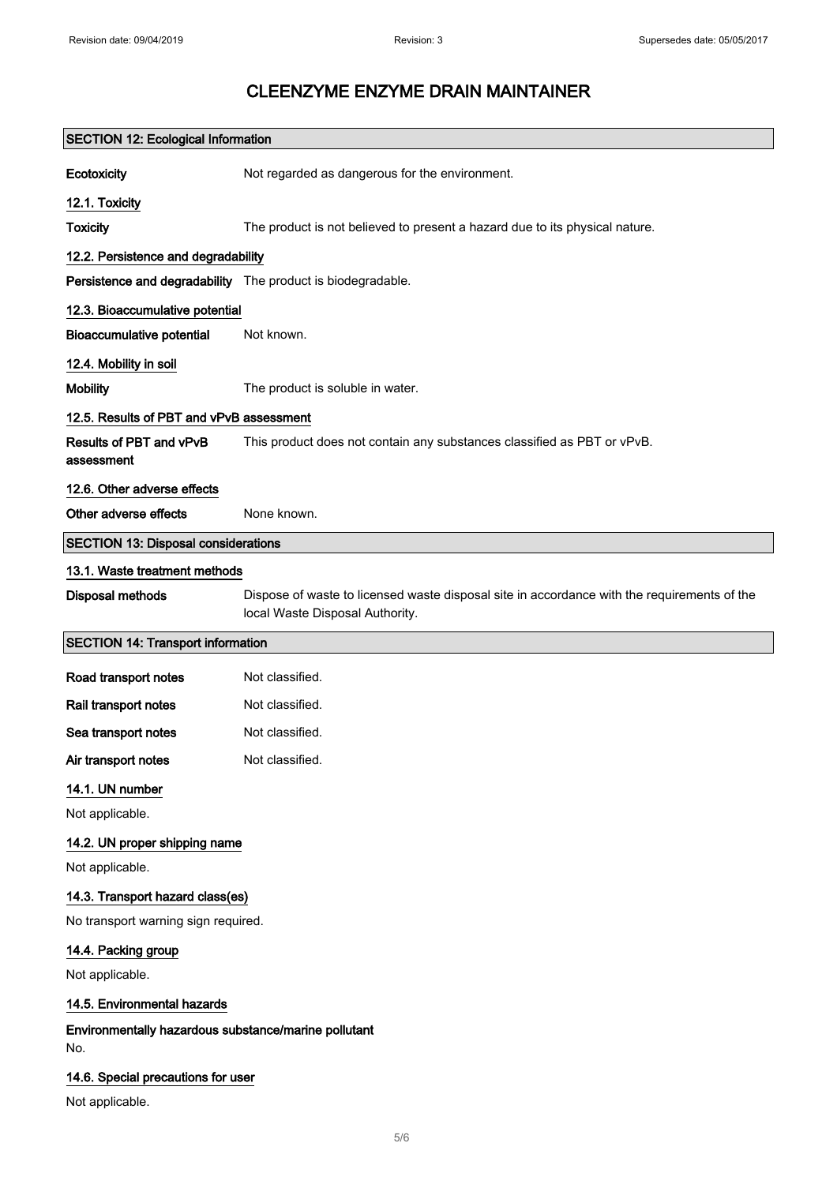# CLEENZYME ENZYME DRAIN MAINTAINER

## SECTION 12: Ecological Information

**Ecotoxicity** Not regarded as dangerous for the environment.

### 12.1. Toxicity

**Toxicity** The product is not believed to present a hazard due to its physical nature.

### 12.2. Persistence and degradability

**Persistence and degradability** The product is biodegradable.

### 12.3. Bioaccumulative potential

**Bioaccumulative potential** Not known.

### 12.4. Mobility in soil

**Mobility** The product is soluble in water.

### 12.5. Results of PBT and vPvB assessment

**Results of PBT and vPvB assessment** This product does not contain any substances classified as PBT or vPvB.

### 12.6. Other adverse effects

**Other adverse effects** None known.

## SECTION 13: Disposal considerations

### 13.1. Waste treatment methods

**Disposal methods** Dispose of waste to licensed waste disposal site in accordance with the requirements of the local Waste Disposal Authority.

## SECTION 14: Transport information

**Road transport notes** Not classified.

**Rail transport notes** Not classified.

**Sea transport notes** Not classified.

**Air transport notes** Not classified.

### 14.1. UN number

Not applicable.

### 14.2. UN proper shipping name

Not applicable.

### 14.3. Transport hazard class(es)

No transport warning sign required.

### 14.4. Packing group

Not applicable.

### 14.5. Environmental hazards

**Environmentally hazardous substance/marine pollutant**

No.

### 14.6. Special precautions for user

Not applicable.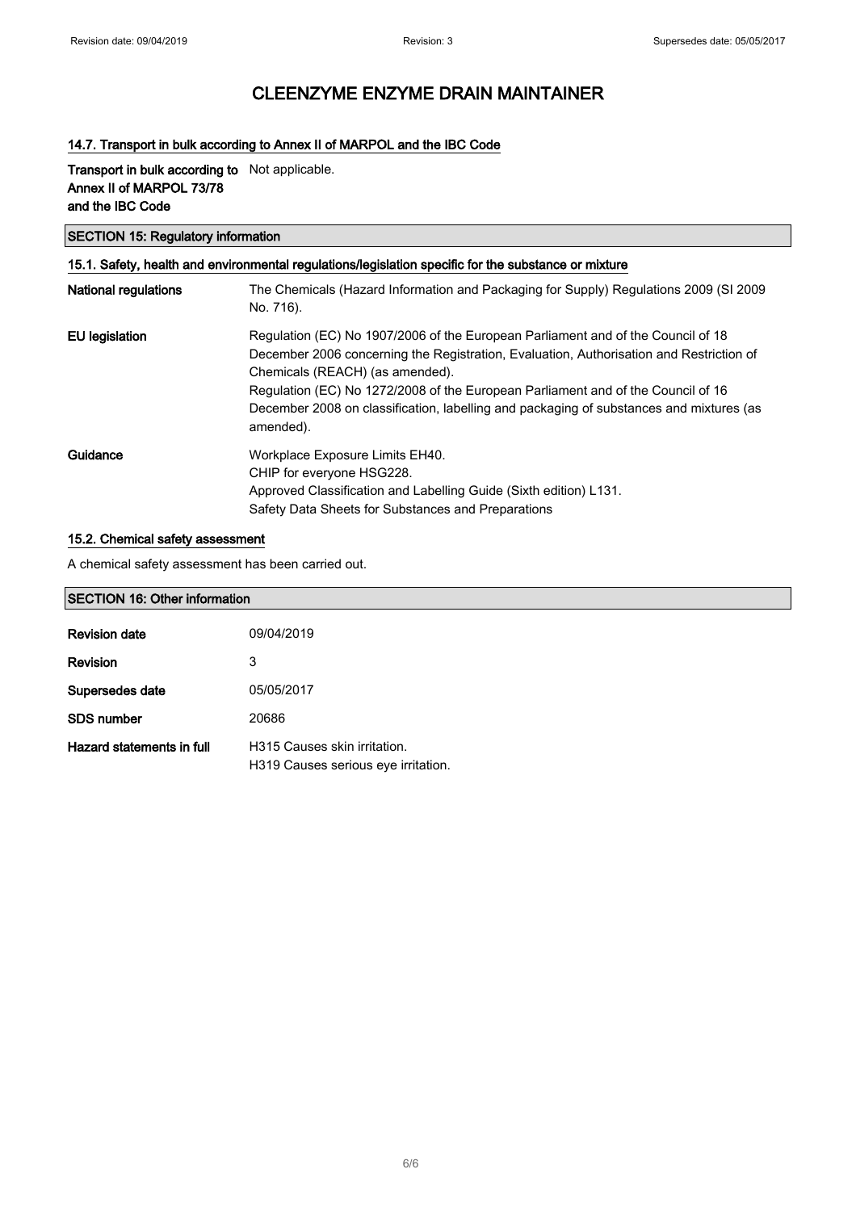# CLEENZYME ENZYME DRAIN MAINTAINER

### 14.7. Transport in bulk according to Annex II of MARPOL and the IBC Code

| | |
|---|---|
| **Transport in bulk according to Annex II of MARPOL 73/78 and the IBC Code** | Not applicable. |

## SECTION 15: Regulatory information

### 15.1. Safety, health and environmental regulations/legislation specific for the substance or mixture

| | |
|---|---|
| **National regulations** | The Chemicals (Hazard Information and Packaging for Supply) Regulations 2009 (SI 2009 No. 716). |
| **EU legislation** | Regulation (EC) No 1907/2006 of the European Parliament and of the Council of 18 December 2006 concerning the Registration, Evaluation, Authorisation and Restriction of Chemicals (REACH) (as amended).<br>Regulation (EC) No 1272/2008 of the European Parliament and of the Council of 16 December 2008 on classification, labelling and packaging of substances and mixtures (as amended). |
| **Guidance** | Workplace Exposure Limits EH40.<br>CHIP for everyone HSG228.<br>Approved Classification and Labelling Guide (Sixth edition) L131.<br>Safety Data Sheets for Substances and Preparations |

### 15.2. Chemical safety assessment

A chemical safety assessment has been carried out.

## SECTION 16: Other information

| | |
|---|---|
| **Revision date** | 09/04/2019 |
| **Revision** | 3 |
| **Supersedes date** | 05/05/2017 |
| **SDS number** | 20686 |
| **Hazard statements in full** | H315 Causes skin irritation.<br>H319 Causes serious eye irritation. |